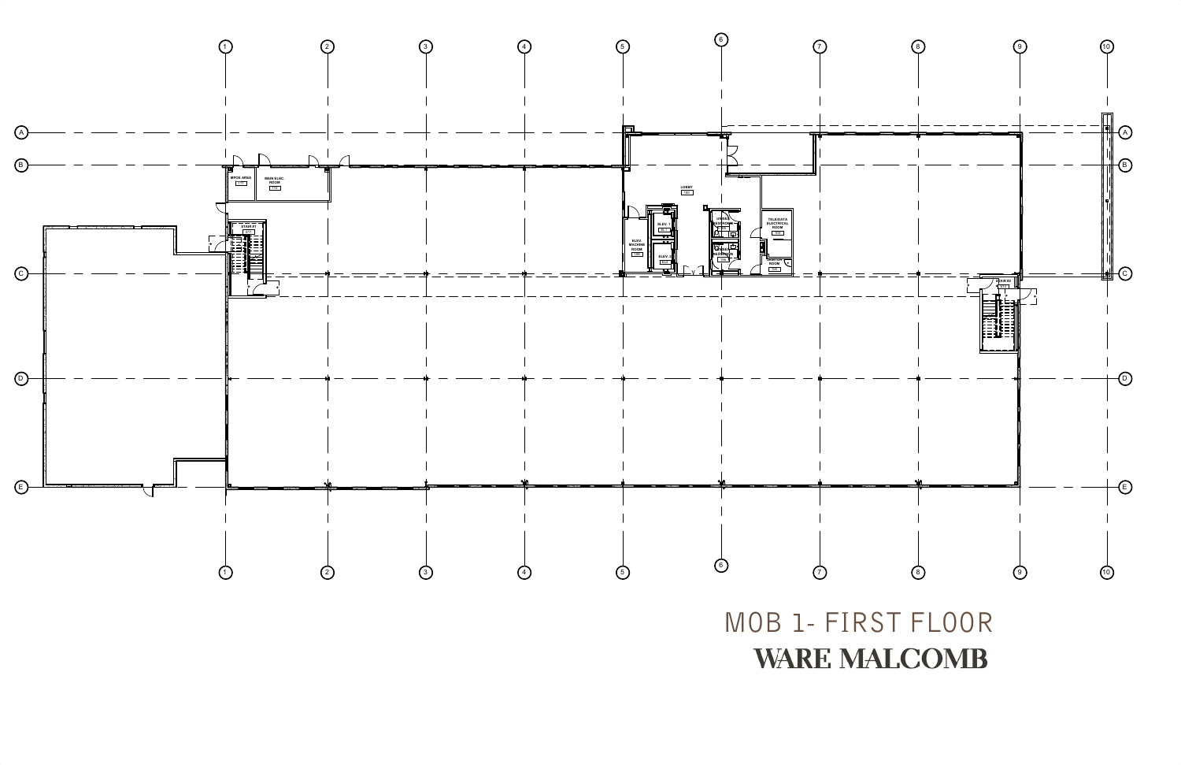# MOB 1- FIRST FLOOR

**WARE MALCOMB**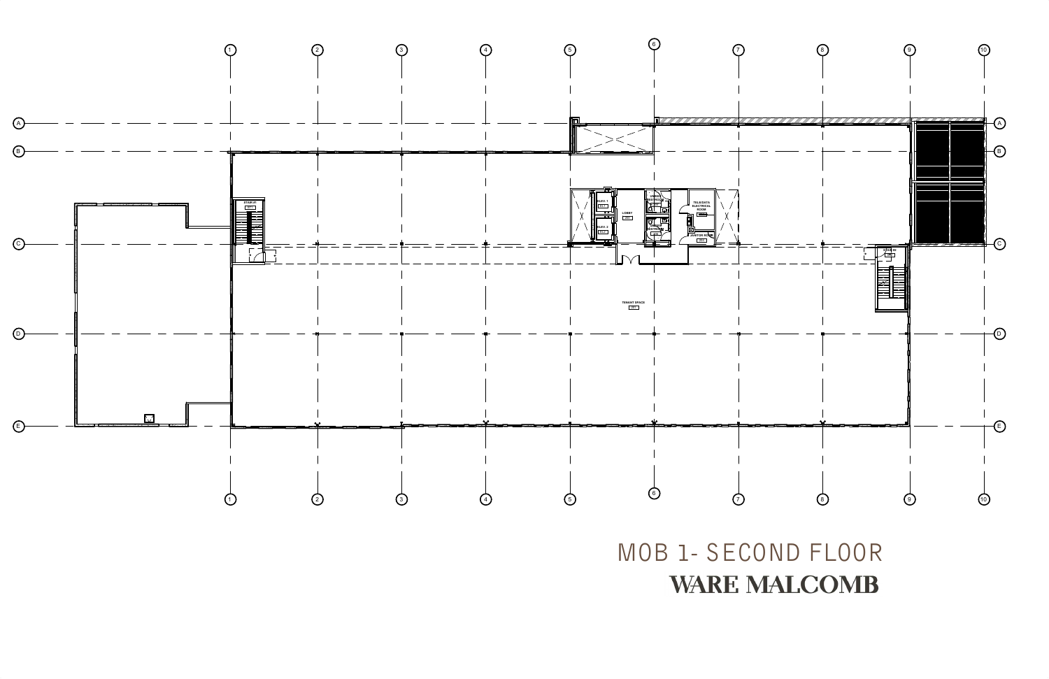# MOB 1- SECOND FLOOR

**WARE MALCOMB**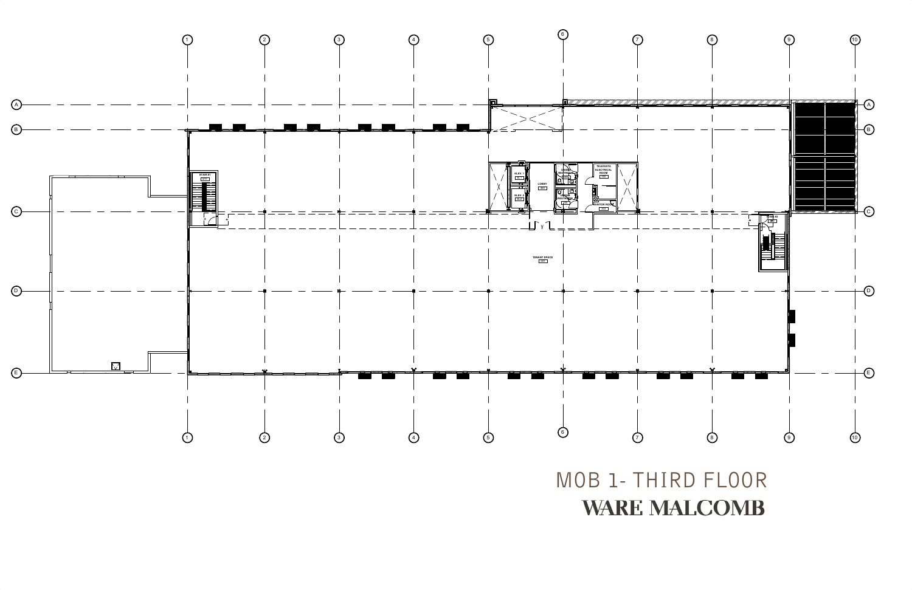MOB 1- THIRD FLOOR

**WARE MALCOMB**